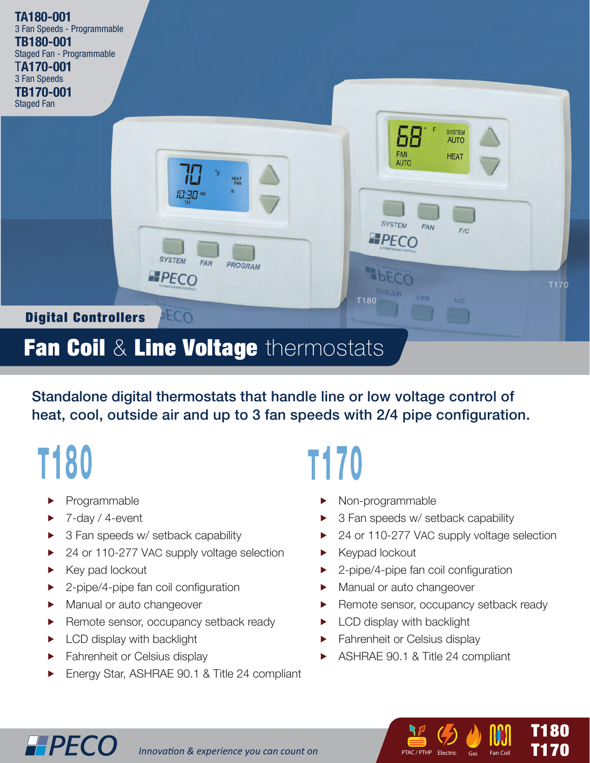**TA180-001**
3 Fan Speeds - Programmable
**TB180-001**
Staged Fan - Programmable
**TA170-001**
3 Fan Speeds
**TB170-001**
Staged Fan

**Digital Controllers**

# Fan Coil & Line Voltage thermostats

## Standalone digital thermostats that handle line or low voltage control of heat, cool, outside air and up to 3 fan speeds with 2/4 pipe configuration.

## T180

- Programmable
- 7-day / 4-event
- 3 Fan speeds w/ setback capability
- 24 or 110-277 VAC supply voltage selection
- Key pad lockout
- 2-pipe/4-pipe fan coil configuration
- Manual or auto changeover
- Remote sensor, occupancy setback ready
- LCD display with backlight
- Fahrenheit or Celsius display
- Energy Star, ASHRAE 90.1 & Title 24 compliant

## T170

- Non-programmable
- 3 Fan speeds w/ setback capability
- 24 or 110-277 VAC supply voltage selection
- Keypad lockout
- 2-pipe/4-pipe fan coil configuration
- Manual or auto changeover
- Remote sensor, occupancy setback ready
- LCD display with backlight
- Fahrenheit or Celsius display
- ASHRAE 90.1 & Title 24 compliant

PECO *Innovation & experience you can count on*

PTAC / PTHP | Electric | Gas | Fan Coil

**T180**
**T170**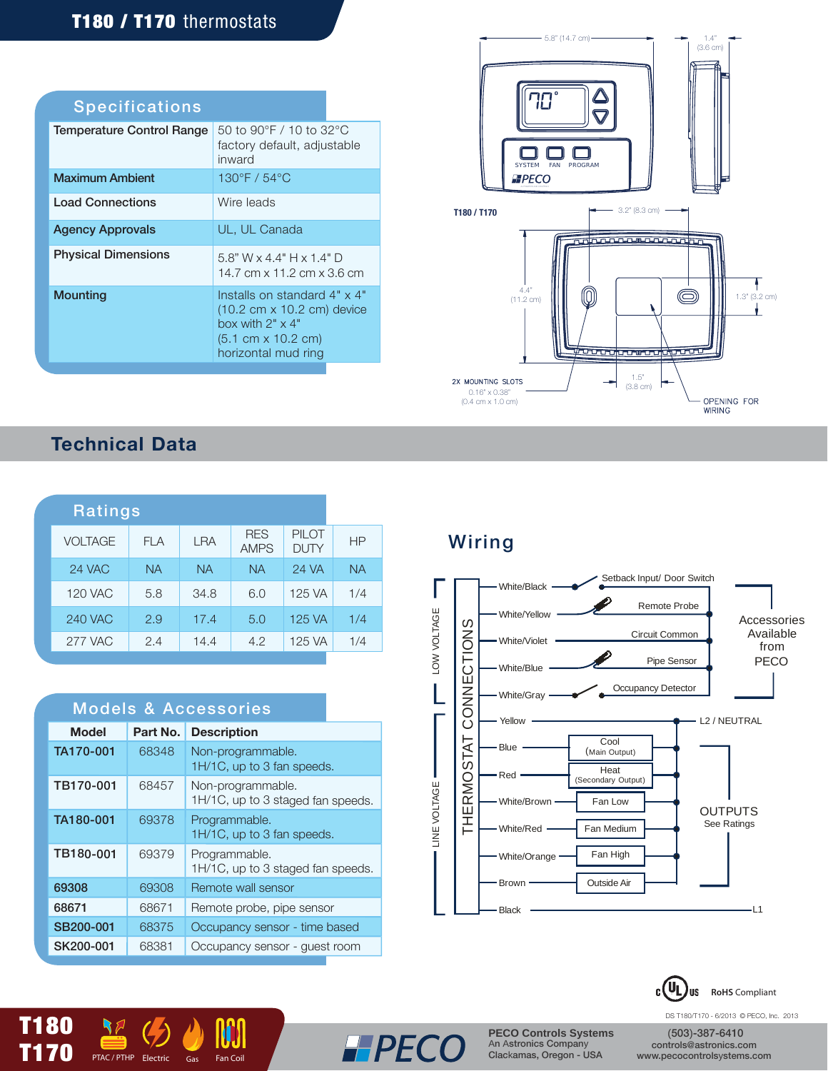# T180 / T170 thermostats

## Specifications

| | |
|---|---|
| Temperature Control Range | 50 to 90°F / 10 to 32°C factory default, adjustable inward |
| Maximum Ambient | 130°F / 54°C |
| Load Connections | Wire leads |
| Agency Approvals | UL, UL Canada |
| Physical Dimensions | 5.8" W x 4.4" H x 1.4" D<br>14.7 cm x 11.2 cm x 3.6 cm |
| Mounting | Installs on standard 4" x 4" (10.2 cm x 10.2 cm) device box with 2" x 4" (5.1 cm x 10.2 cm) horizontal mud ring |

T180 / T170

5.8" (14.7 cm)
1.4" (3.6 cm)
3.2" (8.3 cm)
4.4" (11.2 cm)
1.3" (3.2 cm)
1.5" (3.8 cm)
2X MOUNTING SLOTS 0.16" x 0.38" (0.4 cm x 1.0 cm)
OPENING FOR WIRING
SYSTEM FAN PROGRAM

## Technical Data

### Ratings

| VOLTAGE | FLA | LRA | RES AMPS | PILOT DUTY | HP |
|---|---|---|---|---|---|
| 24 VAC | NA | NA | NA | 24 VA | NA |
| 120 VAC | 5.8 | 34.8 | 6.0 | 125 VA | 1/4 |
| 240 VAC | 2.9 | 17.4 | 5.0 | 125 VA | 1/4 |
| 277 VAC | 2.4 | 14.4 | 4.2 | 125 VA | 1/4 |

### Models & Accessories

| Model | Part No. | Description |
|---|---|---|
| TA170-001 | 68348 | Non-programmable. 1H/1C, up to 3 fan speeds. |
| TB170-001 | 68457 | Non-programmable. 1H/1C, up to 3 staged fan speeds. |
| TA180-001 | 69378 | Programmable. 1H/1C, up to 3 fan speeds. |
| TB180-001 | 69379 | Programmable. 1H/1C, up to 3 staged fan speeds. |
| 69308 | 69308 | Remote wall sensor |
| 68671 | 68671 | Remote probe, pipe sensor |
| SB200-001 | 68375 | Occupancy sensor - time based |
| SK200-001 | 68381 | Occupancy sensor - guest room |

### Wiring

THERMOSTAT CONNECTIONS

LOW VOLTAGE
- White/Black — Setback Input/ Door Switch
- White/Yellow — Remote Probe
- White/Violet — Circuit Common
- White/Blue — Pipe Sensor
- White/Gray — Occupancy Detector

Accessories Available from PECO

LINE VOLTAGE
- Yellow — L2 / NEUTRAL
- Blue — Cool (Main Output)
- Red — Heat (Secondary Output)
- White/Brown — Fan Low
- White/Red — Fan Medium
- White/Orange — Fan High
- Brown — Outside Air
- Black — L1

OUTPUTS See Ratings

RoHS Compliant

DS T180/T170 - 6/2013 © PECO, Inc. 2013

T180 T170 — PTAC / PTHP, Electric, Gas, Fan Coil

PECO Controls Systems
An Astronics Company
Clackamas, Oregon - USA

(503)-387-6410
controls@astronics.com
www.pecocontrolsystems.com